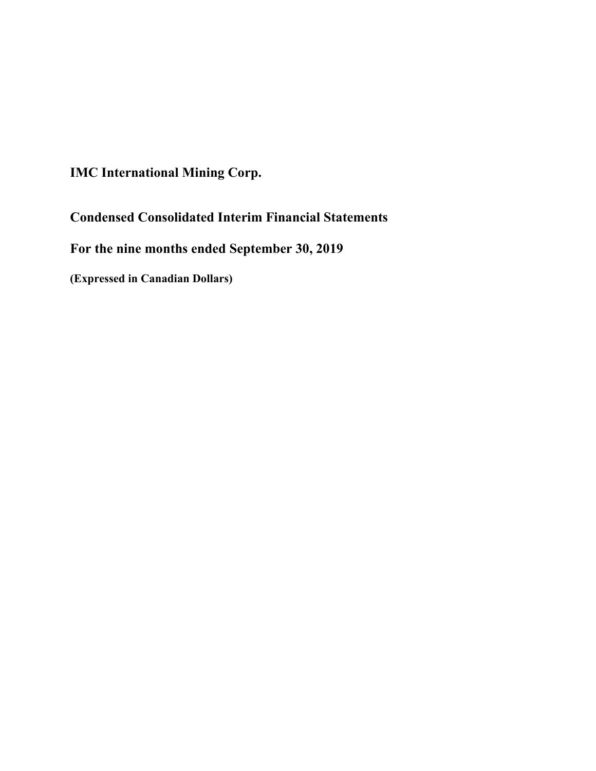# IMC International Mining Corp.

## Condensed Consolidated Interim Financial Statements

## For the nine months ended September 30, 2019

**(Expressed in Canadian Dollars)**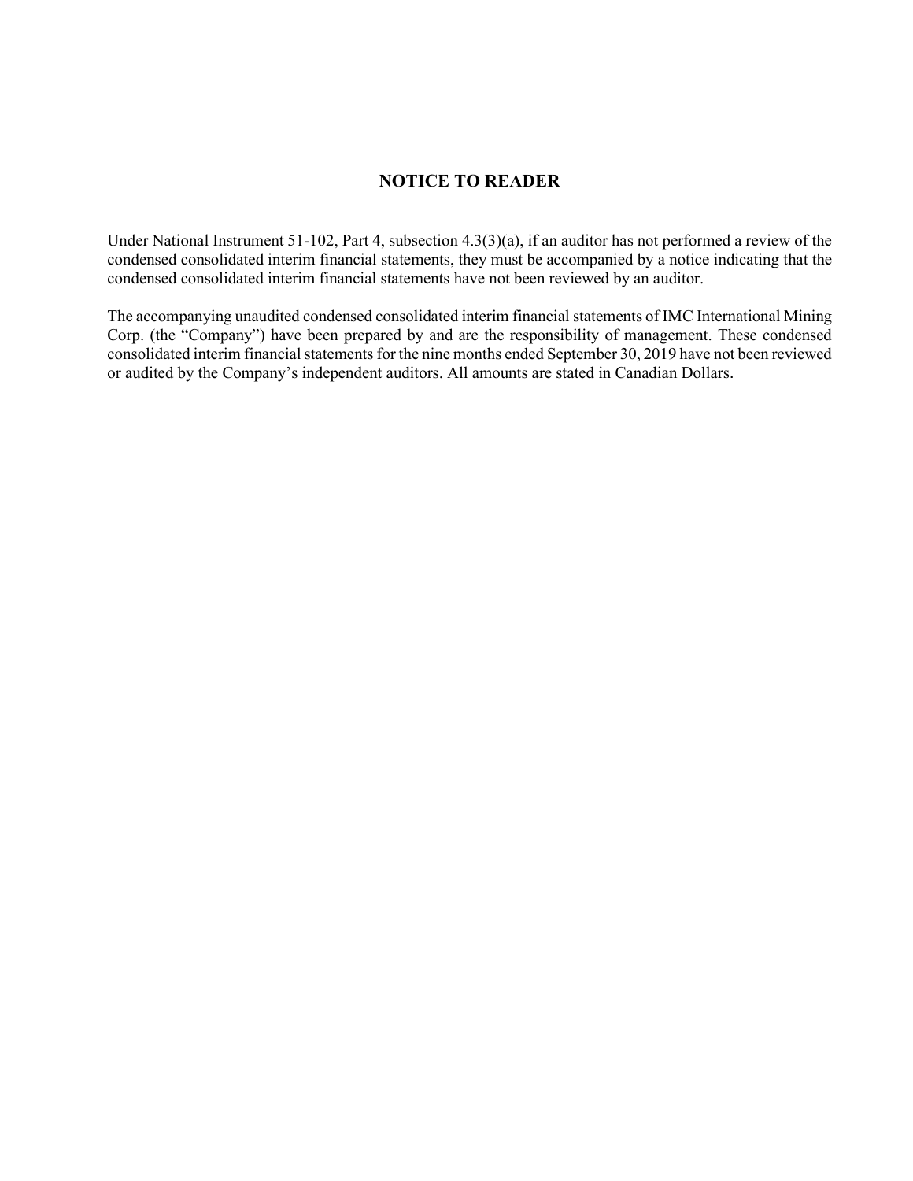# NOTICE TO READER

Under National Instrument 51-102, Part 4, subsection 4.3(3)(a), if an auditor has not performed a review of the condensed consolidated interim financial statements, they must be accompanied by a notice indicating that the condensed consolidated interim financial statements have not been reviewed by an auditor.

The accompanying unaudited condensed consolidated interim financial statements of IMC International Mining Corp. (the "Company") have been prepared by and are the responsibility of management. These condensed consolidated interim financial statements for the nine months ended September 30, 2019 have not been reviewed or audited by the Company's independent auditors. All amounts are stated in Canadian Dollars.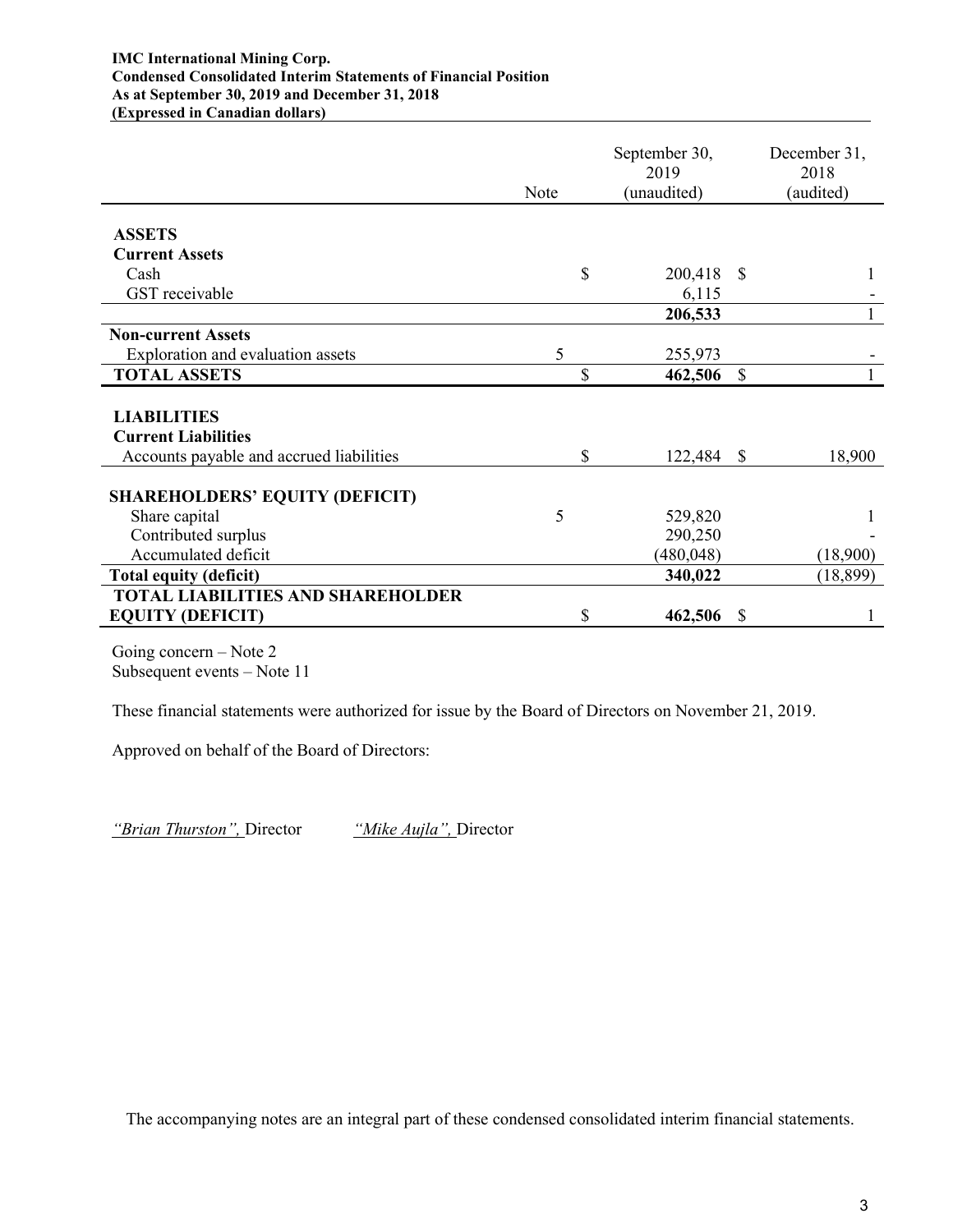**IMC International Mining Corp.**
**Condensed Consolidated Interim Statements of Financial Position**
**As at September 30, 2019 and December 31, 2018**
**(Expressed in Canadian dollars)**

| | Note | September 30, 2019 (unaudited) | December 31, 2018 (audited) |
|---|---|---|---|
| **ASSETS** | | | |
| **Current Assets** | | | |
| Cash | | $ 200,418 | $ 1 |
| GST receivable | | 6,115 | - |
| | | **206,533** | 1 |
| **Non-current Assets** | | | |
| Exploration and evaluation assets | 5 | 255,973 | - |
| **TOTAL ASSETS** | | $ **462,506** | $ 1 |
| **LIABILITIES** | | | |
| **Current Liabilities** | | | |
| Accounts payable and accrued liabilities | | $ 122,484 | $ 18,900 |
| **SHAREHOLDERS' EQUITY (DEFICIT)** | | | |
| Share capital | 5 | 529,820 | 1 |
| Contributed surplus | | 290,250 | - |
| Accumulated deficit | | (480,048) | (18,900) |
| **Total equity (deficit)** | | **340,022** | (18,899) |
| **TOTAL LIABILITIES AND SHAREHOLDER EQUITY (DEFICIT)** | | $ **462,506** | $ 1 |

Going concern – Note 2
Subsequent events – Note 11

These financial statements were authorized for issue by the Board of Directors on November 21, 2019.

Approved on behalf of the Board of Directors:

*"Brian Thurston",* Director *"Mike Aujla",* Director

The accompanying notes are an integral part of these condensed consolidated interim financial statements.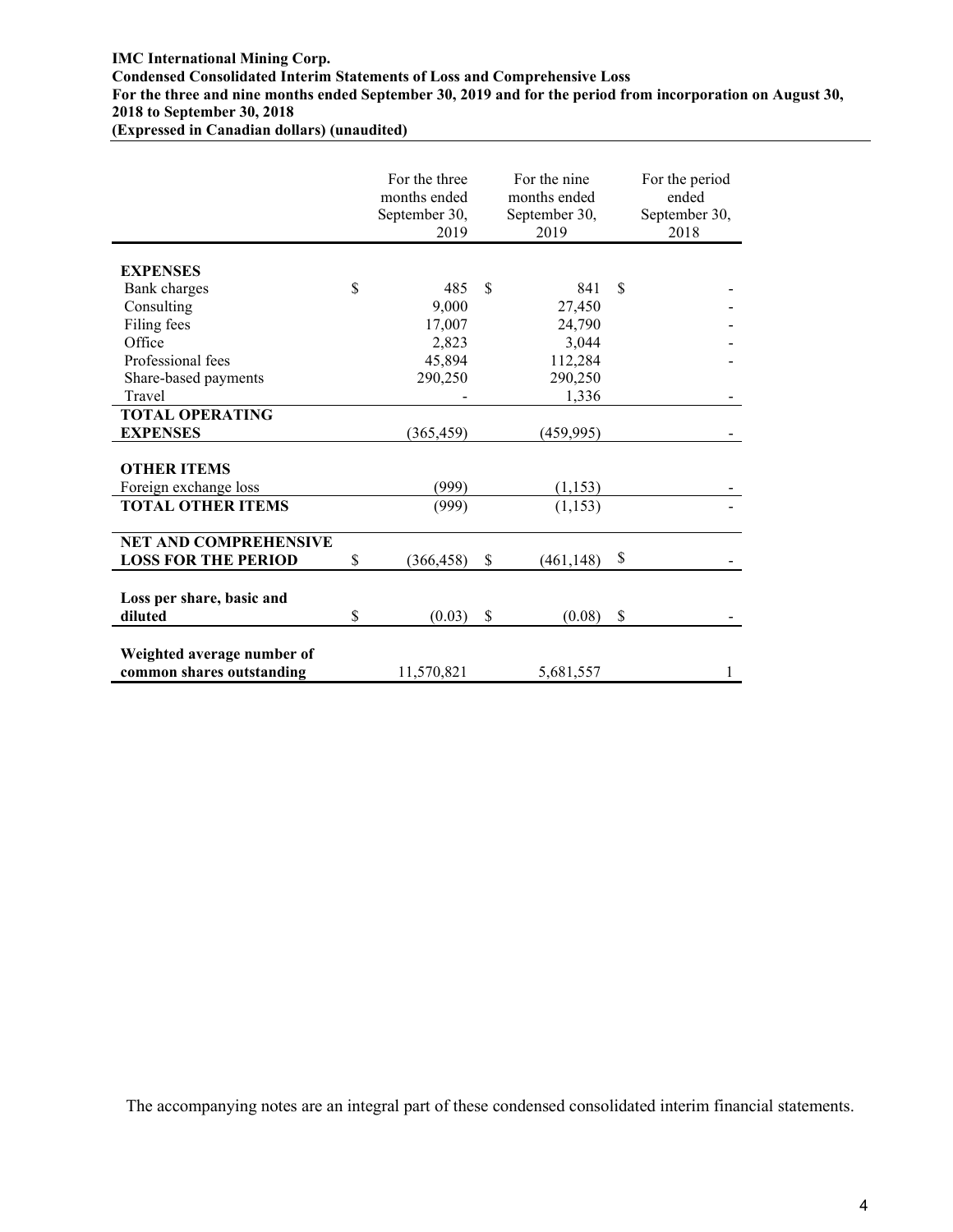**IMC International Mining Corp.**
**Condensed Consolidated Interim Statements of Loss and Comprehensive Loss**
**For the three and nine months ended September 30, 2019 and for the period from incorporation on August 30, 2018 to September 30, 2018**
**(Expressed in Canadian dollars) (unaudited)**

| | For the three months ended September 30, 2019 | For the nine months ended September 30, 2019 | For the period ended September 30, 2018 |
|---|---|---|---|
| **EXPENSES** | | | |
| Bank charges | $ 485 | $ 841 | $ - |
| Consulting | 9,000 | 27,450 | - |
| Filing fees | 17,007 | 24,790 | - |
| Office | 2,823 | 3,044 | - |
| Professional fees | 45,894 | 112,284 | - |
| Share-based payments | 290,250 | 290,250 | |
| Travel | - | 1,336 | - |
| **TOTAL OPERATING EXPENSES** | (365,459) | (459,995) | - |
| **OTHER ITEMS** | | | |
| Foreign exchange loss | (999) | (1,153) | - |
| **TOTAL OTHER ITEMS** | (999) | (1,153) | - |
| **NET AND COMPREHENSIVE LOSS FOR THE PERIOD** | $ (366,458) | $ (461,148) | $ - |
| **Loss per share, basic and diluted** | $ (0.03) | $ (0.08) | $ - |
| **Weighted average number of common shares outstanding** | 11,570,821 | 5,681,557 | 1 |

The accompanying notes are an integral part of these condensed consolidated interim financial statements.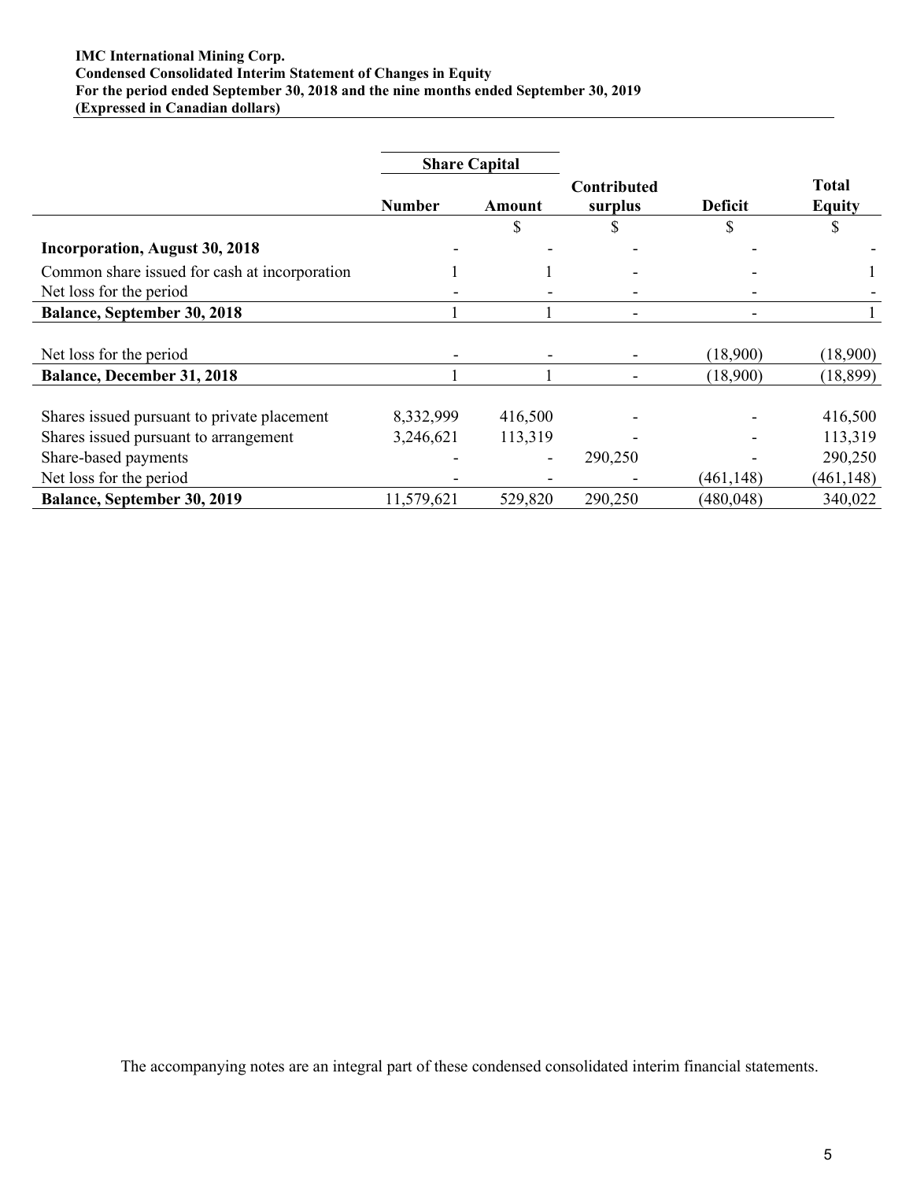**IMC International Mining Corp.**
**Condensed Consolidated Interim Statement of Changes in Equity**
**For the period ended September 30, 2018 and the nine months ended September 30, 2019**
**(Expressed in Canadian dollars)**

| | Share Capital | | | | |
|---|---|---|---|---|---|
| | Number | Amount | Contributed surplus | Deficit | Total Equity |
| | | $ | $ | $ | $ |
| **Incorporation, August 30, 2018** | - | - | - | - | - |
| Common share issued for cash at incorporation | 1 | 1 | - | - | 1 |
| Net loss for the period | - | - | - | - | - |
| **Balance, September 30, 2018** | 1 | 1 | - | - | 1 |
| Net loss for the period | - | - | - | (18,900) | (18,900) |
| **Balance, December 31, 2018** | 1 | 1 | - | (18,900) | (18,899) |
| Shares issued pursuant to private placement | 8,332,999 | 416,500 | - | - | 416,500 |
| Shares issued pursuant to arrangement | 3,246,621 | 113,319 | - | - | 113,319 |
| Share-based payments | - | - | 290,250 | - | 290,250 |
| Net loss for the period | - | - | - | (461,148) | (461,148) |
| **Balance, September 30, 2019** | 11,579,621 | 529,820 | 290,250 | (480,048) | 340,022 |

The accompanying notes are an integral part of these condensed consolidated interim financial statements.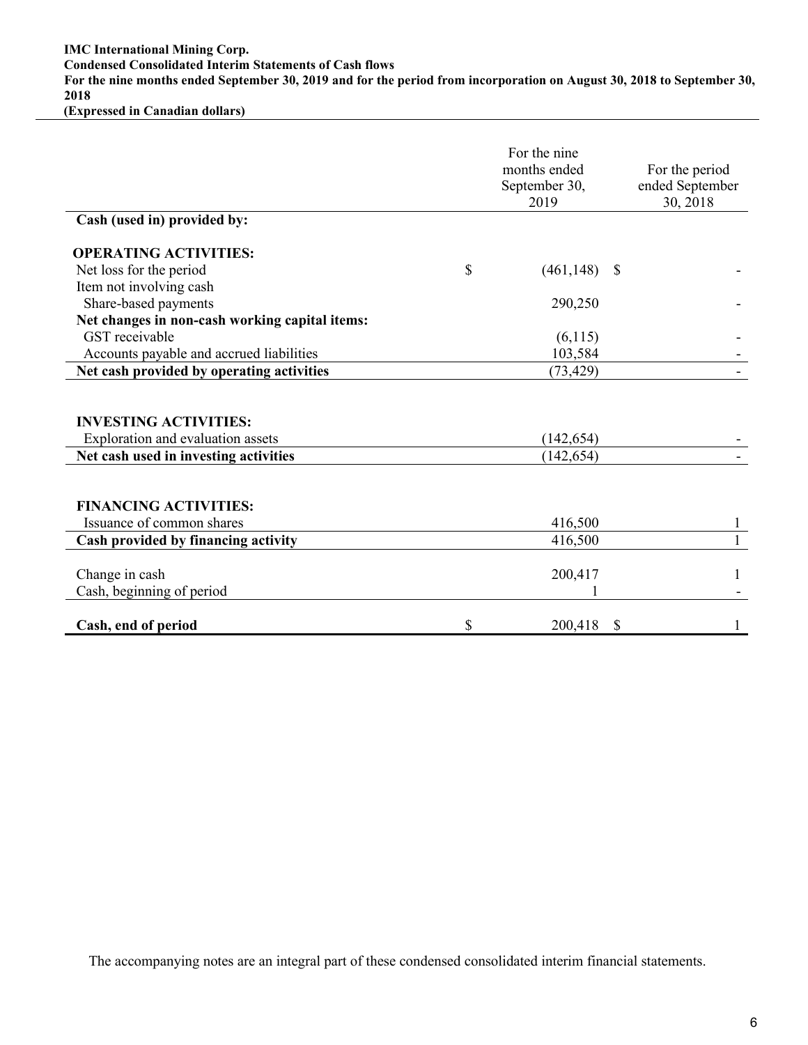**IMC International Mining Corp.**
**Condensed Consolidated Interim Statements of Cash flows**
**For the nine months ended September 30, 2019 and for the period from incorporation on August 30, 2018 to September 30, 2018**
**(Expressed in Canadian dollars)**

| | For the nine months ended September 30, 2019 | For the period ended September 30, 2018 |
|---|---|---|
| **Cash (used in) provided by:** | | |
| **OPERATING ACTIVITIES:** | | |
| Net loss for the period | $ (461,148) | $ - |
| Item not involving cash | | |
| Share-based payments | 290,250 | - |
| **Net changes in non-cash working capital items:** | | |
| GST receivable | (6,115) | - |
| Accounts payable and accrued liabilities | 103,584 | - |
| **Net cash provided by operating activities** | (73,429) | - |
| **INVESTING ACTIVITIES:** | | |
| Exploration and evaluation assets | (142,654) | - |
| **Net cash used in investing activities** | (142,654) | - |
| **FINANCING ACTIVITIES:** | | |
| Issuance of common shares | 416,500 | 1 |
| **Cash provided by financing activity** | 416,500 | 1 |
| Change in cash | 200,417 | 1 |
| Cash, beginning of period | 1 | - |
| **Cash, end of period** | $ 200,418 | $ 1 |

The accompanying notes are an integral part of these condensed consolidated interim financial statements.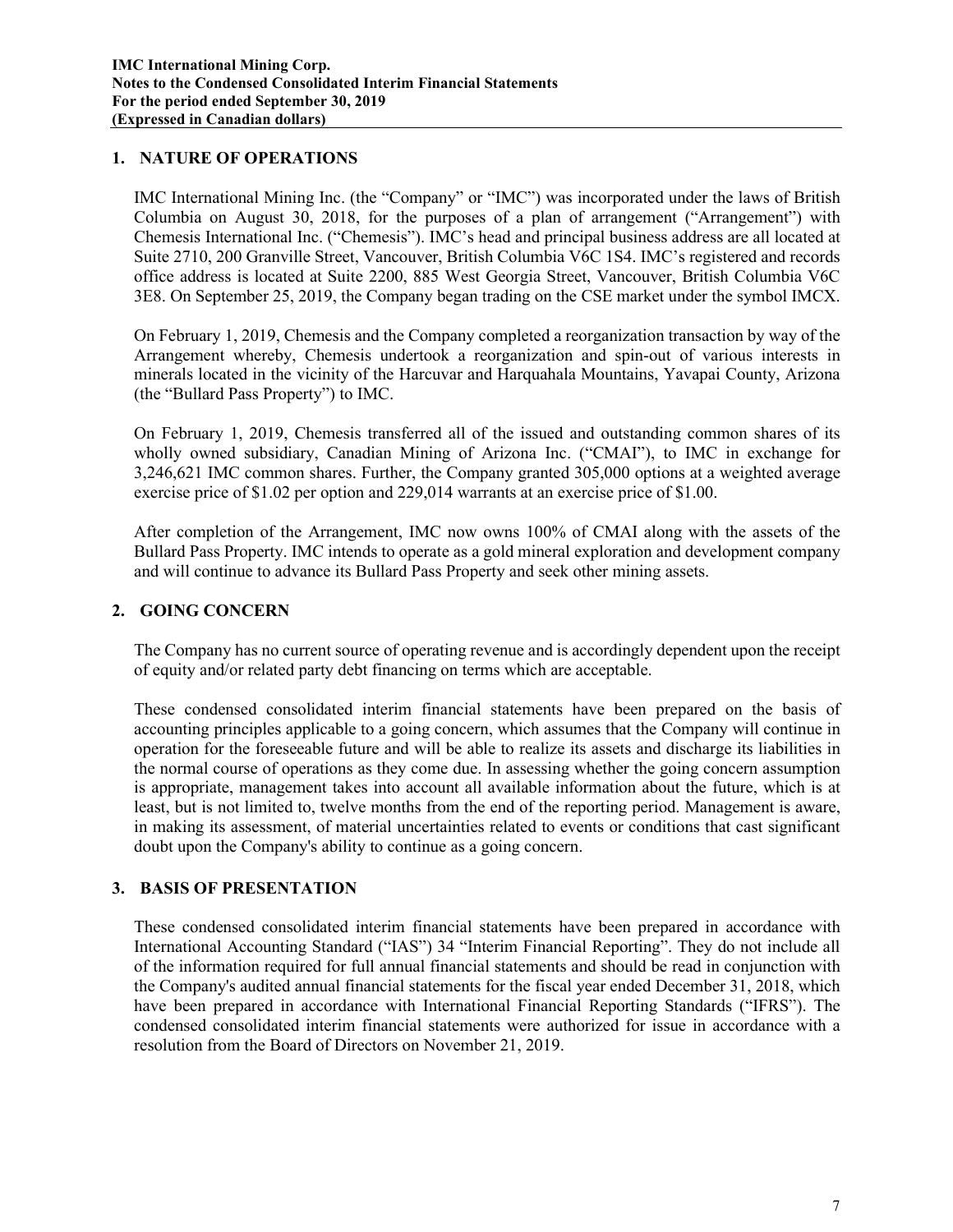## 1. NATURE OF OPERATIONS

IMC International Mining Inc. (the "Company" or "IMC") was incorporated under the laws of British Columbia on August 30, 2018, for the purposes of a plan of arrangement ("Arrangement") with Chemesis International Inc. ("Chemesis"). IMC's head and principal business address are all located at Suite 2710, 200 Granville Street, Vancouver, British Columbia V6C 1S4. IMC's registered and records office address is located at Suite 2200, 885 West Georgia Street, Vancouver, British Columbia V6C 3E8. On September 25, 2019, the Company began trading on the CSE market under the symbol IMCX.

On February 1, 2019, Chemesis and the Company completed a reorganization transaction by way of the Arrangement whereby, Chemesis undertook a reorganization and spin-out of various interests in minerals located in the vicinity of the Harcuvar and Harquahala Mountains, Yavapai County, Arizona (the "Bullard Pass Property") to IMC.

On February 1, 2019, Chemesis transferred all of the issued and outstanding common shares of its wholly owned subsidiary, Canadian Mining of Arizona Inc. ("CMAI"), to IMC in exchange for 3,246,621 IMC common shares. Further, the Company granted 305,000 options at a weighted average exercise price of $1.02 per option and 229,014 warrants at an exercise price of $1.00.

After completion of the Arrangement, IMC now owns 100% of CMAI along with the assets of the Bullard Pass Property. IMC intends to operate as a gold mineral exploration and development company and will continue to advance its Bullard Pass Property and seek other mining assets.

## 2. GOING CONCERN

The Company has no current source of operating revenue and is accordingly dependent upon the receipt of equity and/or related party debt financing on terms which are acceptable.

These condensed consolidated interim financial statements have been prepared on the basis of accounting principles applicable to a going concern, which assumes that the Company will continue in operation for the foreseeable future and will be able to realize its assets and discharge its liabilities in the normal course of operations as they come due. In assessing whether the going concern assumption is appropriate, management takes into account all available information about the future, which is at least, but is not limited to, twelve months from the end of the reporting period. Management is aware, in making its assessment, of material uncertainties related to events or conditions that cast significant doubt upon the Company's ability to continue as a going concern.

## 3. BASIS OF PRESENTATION

These condensed consolidated interim financial statements have been prepared in accordance with International Accounting Standard ("IAS") 34 "Interim Financial Reporting". They do not include all of the information required for full annual financial statements and should be read in conjunction with the Company's audited annual financial statements for the fiscal year ended December 31, 2018, which have been prepared in accordance with International Financial Reporting Standards ("IFRS"). The condensed consolidated interim financial statements were authorized for issue in accordance with a resolution from the Board of Directors on November 21, 2019.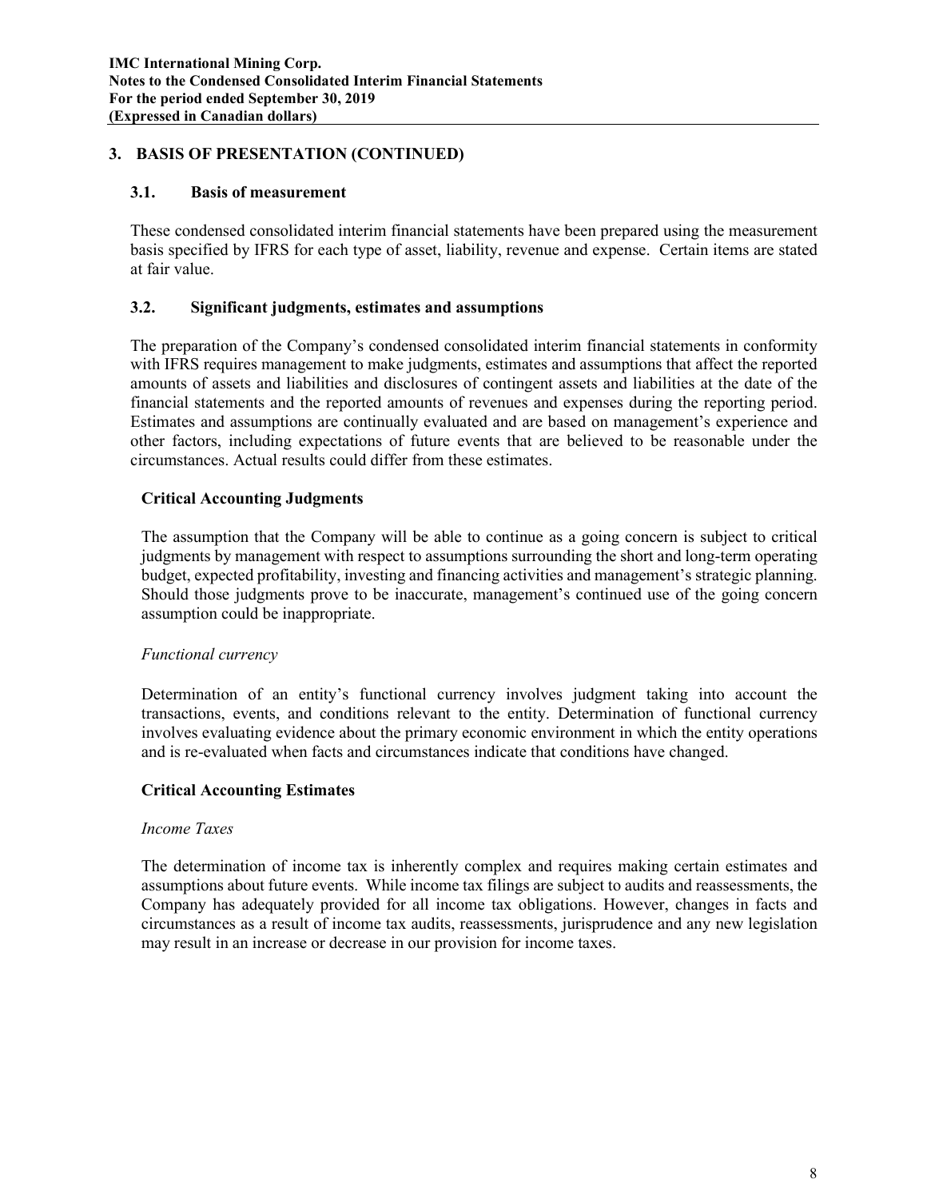## 3. BASIS OF PRESENTATION (CONTINUED)

### 3.1. Basis of measurement

These condensed consolidated interim financial statements have been prepared using the measurement basis specified by IFRS for each type of asset, liability, revenue and expense. Certain items are stated at fair value.

### 3.2. Significant judgments, estimates and assumptions

The preparation of the Company's condensed consolidated interim financial statements in conformity with IFRS requires management to make judgments, estimates and assumptions that affect the reported amounts of assets and liabilities and disclosures of contingent assets and liabilities at the date of the financial statements and the reported amounts of revenues and expenses during the reporting period. Estimates and assumptions are continually evaluated and are based on management's experience and other factors, including expectations of future events that are believed to be reasonable under the circumstances. Actual results could differ from these estimates.

**Critical Accounting Judgments**

The assumption that the Company will be able to continue as a going concern is subject to critical judgments by management with respect to assumptions surrounding the short and long-term operating budget, expected profitability, investing and financing activities and management's strategic planning. Should those judgments prove to be inaccurate, management's continued use of the going concern assumption could be inappropriate.

*Functional currency*

Determination of an entity's functional currency involves judgment taking into account the transactions, events, and conditions relevant to the entity. Determination of functional currency involves evaluating evidence about the primary economic environment in which the entity operations and is re-evaluated when facts and circumstances indicate that conditions have changed.

**Critical Accounting Estimates**

*Income Taxes*

The determination of income tax is inherently complex and requires making certain estimates and assumptions about future events. While income tax filings are subject to audits and reassessments, the Company has adequately provided for all income tax obligations. However, changes in facts and circumstances as a result of income tax audits, reassessments, jurisprudence and any new legislation may result in an increase or decrease in our provision for income taxes.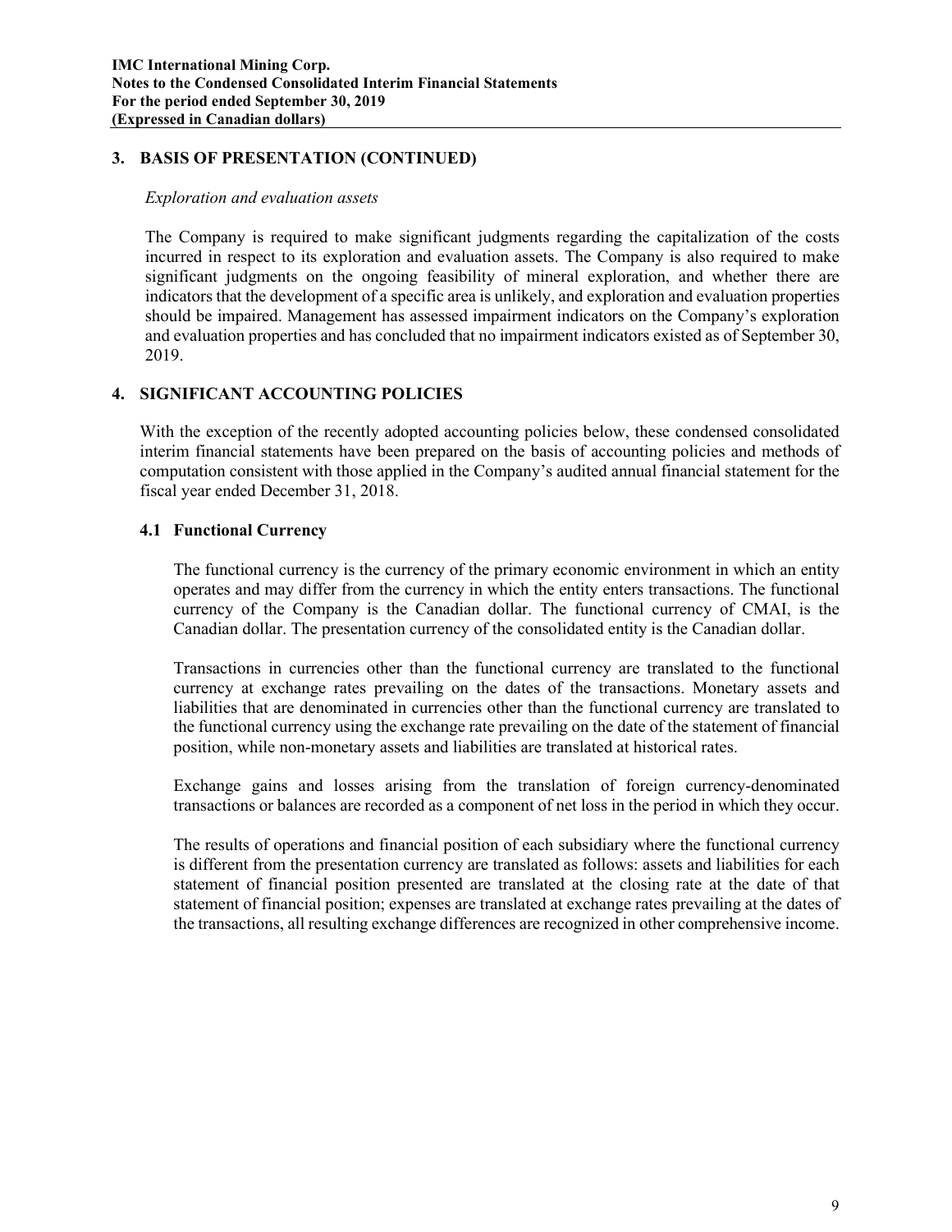## 3. BASIS OF PRESENTATION (CONTINUED)

*Exploration and evaluation assets*

The Company is required to make significant judgments regarding the capitalization of the costs incurred in respect to its exploration and evaluation assets. The Company is also required to make significant judgments on the ongoing feasibility of mineral exploration, and whether there are indicators that the development of a specific area is unlikely, and exploration and evaluation properties should be impaired. Management has assessed impairment indicators on the Company's exploration and evaluation properties and has concluded that no impairment indicators existed as of September 30, 2019.

## 4. SIGNIFICANT ACCOUNTING POLICIES

With the exception of the recently adopted accounting policies below, these condensed consolidated interim financial statements have been prepared on the basis of accounting policies and methods of computation consistent with those applied in the Company's audited annual financial statement for the fiscal year ended December 31, 2018.

### 4.1 Functional Currency

The functional currency is the currency of the primary economic environment in which an entity operates and may differ from the currency in which the entity enters transactions. The functional currency of the Company is the Canadian dollar. The functional currency of CMAI, is the Canadian dollar. The presentation currency of the consolidated entity is the Canadian dollar.

Transactions in currencies other than the functional currency are translated to the functional currency at exchange rates prevailing on the dates of the transactions. Monetary assets and liabilities that are denominated in currencies other than the functional currency are translated to the functional currency using the exchange rate prevailing on the date of the statement of financial position, while non-monetary assets and liabilities are translated at historical rates.

Exchange gains and losses arising from the translation of foreign currency-denominated transactions or balances are recorded as a component of net loss in the period in which they occur.

The results of operations and financial position of each subsidiary where the functional currency is different from the presentation currency are translated as follows: assets and liabilities for each statement of financial position presented are translated at the closing rate at the date of that statement of financial position; expenses are translated at exchange rates prevailing at the dates of the transactions, all resulting exchange differences are recognized in other comprehensive income.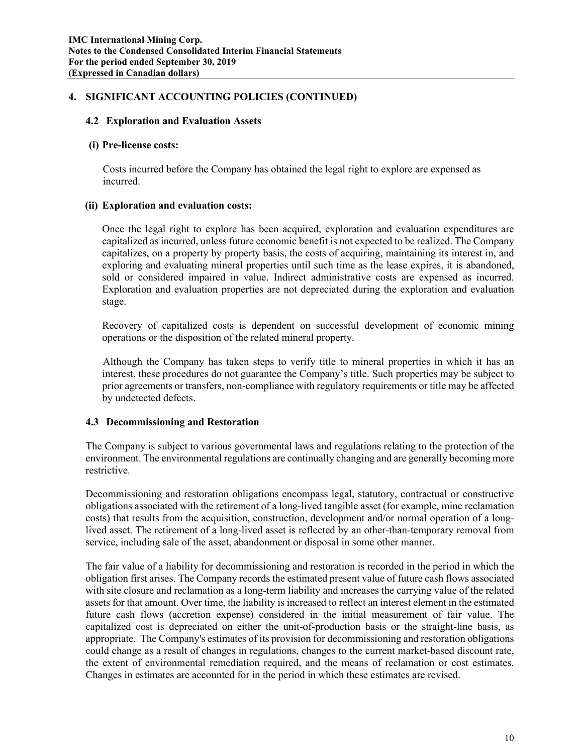## 4. SIGNIFICANT ACCOUNTING POLICIES (CONTINUED)

### 4.2 Exploration and Evaluation Assets

**(i) Pre-license costs:**

Costs incurred before the Company has obtained the legal right to explore are expensed as incurred.

**(ii) Exploration and evaluation costs:**

Once the legal right to explore has been acquired, exploration and evaluation expenditures are capitalized as incurred, unless future economic benefit is not expected to be realized. The Company capitalizes, on a property by property basis, the costs of acquiring, maintaining its interest in, and exploring and evaluating mineral properties until such time as the lease expires, it is abandoned, sold or considered impaired in value. Indirect administrative costs are expensed as incurred. Exploration and evaluation properties are not depreciated during the exploration and evaluation stage.

Recovery of capitalized costs is dependent on successful development of economic mining operations or the disposition of the related mineral property.

Although the Company has taken steps to verify title to mineral properties in which it has an interest, these procedures do not guarantee the Company's title. Such properties may be subject to prior agreements or transfers, non-compliance with regulatory requirements or title may be affected by undetected defects.

### 4.3 Decommissioning and Restoration

The Company is subject to various governmental laws and regulations relating to the protection of the environment. The environmental regulations are continually changing and are generally becoming more restrictive.

Decommissioning and restoration obligations encompass legal, statutory, contractual or constructive obligations associated with the retirement of a long-lived tangible asset (for example, mine reclamation costs) that results from the acquisition, construction, development and/or normal operation of a long-lived asset. The retirement of a long-lived asset is reflected by an other-than-temporary removal from service, including sale of the asset, abandonment or disposal in some other manner.

The fair value of a liability for decommissioning and restoration is recorded in the period in which the obligation first arises. The Company records the estimated present value of future cash flows associated with site closure and reclamation as a long-term liability and increases the carrying value of the related assets for that amount. Over time, the liability is increased to reflect an interest element in the estimated future cash flows (accretion expense) considered in the initial measurement of fair value. The capitalized cost is depreciated on either the unit-of-production basis or the straight-line basis, as appropriate. The Company's estimates of its provision for decommissioning and restoration obligations could change as a result of changes in regulations, changes to the current market-based discount rate, the extent of environmental remediation required, and the means of reclamation or cost estimates. Changes in estimates are accounted for in the period in which these estimates are revised.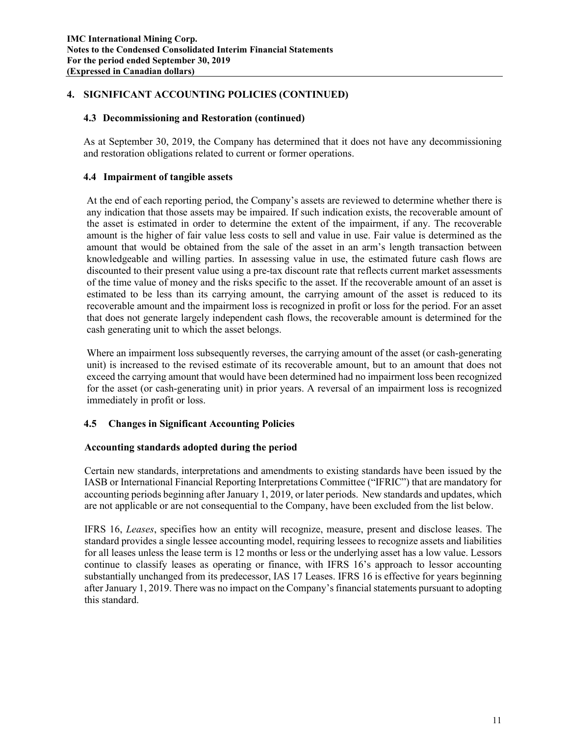## 4. SIGNIFICANT ACCOUNTING POLICIES (CONTINUED)

### 4.3 Decommissioning and Restoration (continued)

As at September 30, 2019, the Company has determined that it does not have any decommissioning and restoration obligations related to current or former operations.

### 4.4 Impairment of tangible assets

At the end of each reporting period, the Company's assets are reviewed to determine whether there is any indication that those assets may be impaired. If such indication exists, the recoverable amount of the asset is estimated in order to determine the extent of the impairment, if any. The recoverable amount is the higher of fair value less costs to sell and value in use. Fair value is determined as the amount that would be obtained from the sale of the asset in an arm's length transaction between knowledgeable and willing parties. In assessing value in use, the estimated future cash flows are discounted to their present value using a pre-tax discount rate that reflects current market assessments of the time value of money and the risks specific to the asset. If the recoverable amount of an asset is estimated to be less than its carrying amount, the carrying amount of the asset is reduced to its recoverable amount and the impairment loss is recognized in profit or loss for the period. For an asset that does not generate largely independent cash flows, the recoverable amount is determined for the cash generating unit to which the asset belongs.

Where an impairment loss subsequently reverses, the carrying amount of the asset (or cash-generating unit) is increased to the revised estimate of its recoverable amount, but to an amount that does not exceed the carrying amount that would have been determined had no impairment loss been recognized for the asset (or cash-generating unit) in prior years. A reversal of an impairment loss is recognized immediately in profit or loss.

### 4.5 Changes in Significant Accounting Policies

**Accounting standards adopted during the period**

Certain new standards, interpretations and amendments to existing standards have been issued by the IASB or International Financial Reporting Interpretations Committee ("IFRIC") that are mandatory for accounting periods beginning after January 1, 2019, or later periods. New standards and updates, which are not applicable or are not consequential to the Company, have been excluded from the list below.

IFRS 16, *Leases*, specifies how an entity will recognize, measure, present and disclose leases. The standard provides a single lessee accounting model, requiring lessees to recognize assets and liabilities for all leases unless the lease term is 12 months or less or the underlying asset has a low value. Lessors continue to classify leases as operating or finance, with IFRS 16's approach to lessor accounting substantially unchanged from its predecessor, IAS 17 Leases. IFRS 16 is effective for years beginning after January 1, 2019. There was no impact on the Company's financial statements pursuant to adopting this standard.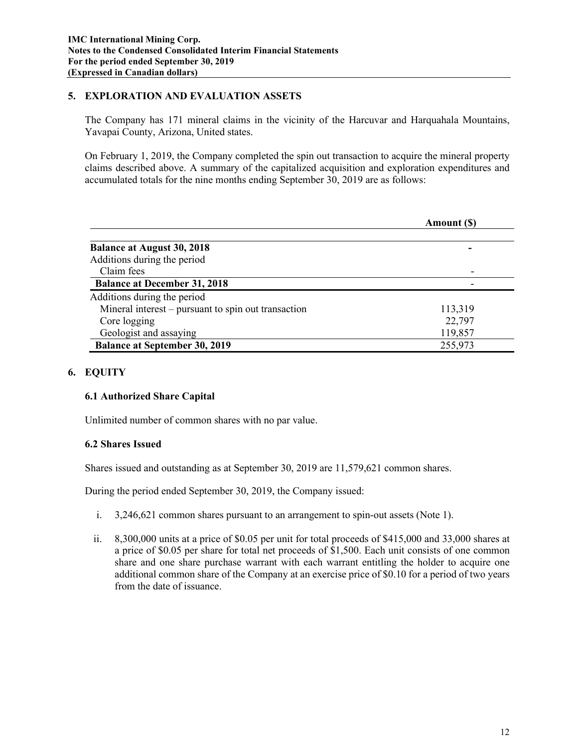## 5. EXPLORATION AND EVALUATION ASSETS

The Company has 171 mineral claims in the vicinity of the Harcuvar and Harquahala Mountains, Yavapai County, Arizona, United states.

On February 1, 2019, the Company completed the spin out transaction to acquire the mineral property claims described above. A summary of the capitalized acquisition and exploration expenditures and accumulated totals for the nine months ending September 30, 2019 are as follows:

| | Amount ($) |
|---|---|
| **Balance at August 30, 2018** | **-** |
| Additions during the period | |
| Claim fees | - |
| **Balance at December 31, 2018** | - |
| Additions during the period | |
| Mineral interest – pursuant to spin out transaction | 113,319 |
| Core logging | 22,797 |
| Geologist and assaying | 119,857 |
| **Balance at September 30, 2019** | 255,973 |

## 6. EQUITY

### 6.1 Authorized Share Capital

Unlimited number of common shares with no par value.

### 6.2 Shares Issued

Shares issued and outstanding as at September 30, 2019 are 11,579,621 common shares.

During the period ended September 30, 2019, the Company issued:

i. 3,246,621 common shares pursuant to an arrangement to spin-out assets (Note 1).

ii. 8,300,000 units at a price of $0.05 per unit for total proceeds of $415,000 and 33,000 shares at a price of $0.05 per share for total net proceeds of $1,500. Each unit consists of one common share and one share purchase warrant with each warrant entitling the holder to acquire one additional common share of the Company at an exercise price of $0.10 for a period of two years from the date of issuance.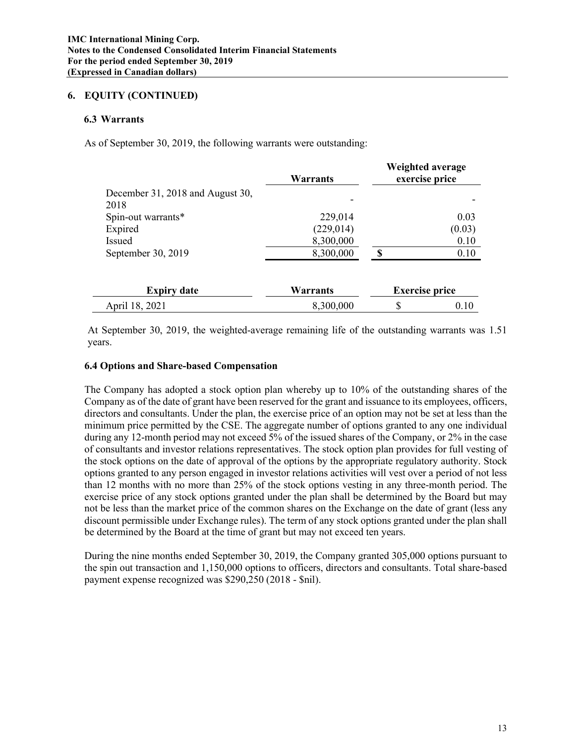## 6. EQUITY (CONTINUED)

### 6.3 Warrants

As of September 30, 2019, the following warrants were outstanding:

| | Warrants | Weighted average exercise price |
|---|---|---|
| December 31, 2018 and August 30, 2018 | - | - |
| Spin-out warrants* | 229,014 | 0.03 |
| Expired | (229,014) | (0.03) |
| Issued | 8,300,000 | 0.10 |
| September 30, 2019 | 8,300,000 | $ 0.10 |

| Expiry date | Warrants | Exercise price |
|---|---|---|
| April 18, 2021 | 8,300,000 | $ 0.10 |

At September 30, 2019, the weighted-average remaining life of the outstanding warrants was 1.51 years.

### 6.4 Options and Share-based Compensation

The Company has adopted a stock option plan whereby up to 10% of the outstanding shares of the Company as of the date of grant have been reserved for the grant and issuance to its employees, officers, directors and consultants. Under the plan, the exercise price of an option may not be set at less than the minimum price permitted by the CSE. The aggregate number of options granted to any one individual during any 12-month period may not exceed 5% of the issued shares of the Company, or 2% in the case of consultants and investor relations representatives. The stock option plan provides for full vesting of the stock options on the date of approval of the options by the appropriate regulatory authority. Stock options granted to any person engaged in investor relations activities will vest over a period of not less than 12 months with no more than 25% of the stock options vesting in any three-month period. The exercise price of any stock options granted under the plan shall be determined by the Board but may not be less than the market price of the common shares on the Exchange on the date of grant (less any discount permissible under Exchange rules). The term of any stock options granted under the plan shall be determined by the Board at the time of grant but may not exceed ten years.

During the nine months ended September 30, 2019, the Company granted 305,000 options pursuant to the spin out transaction and 1,150,000 options to officers, directors and consultants. Total share-based payment expense recognized was $290,250 (2018 - $nil).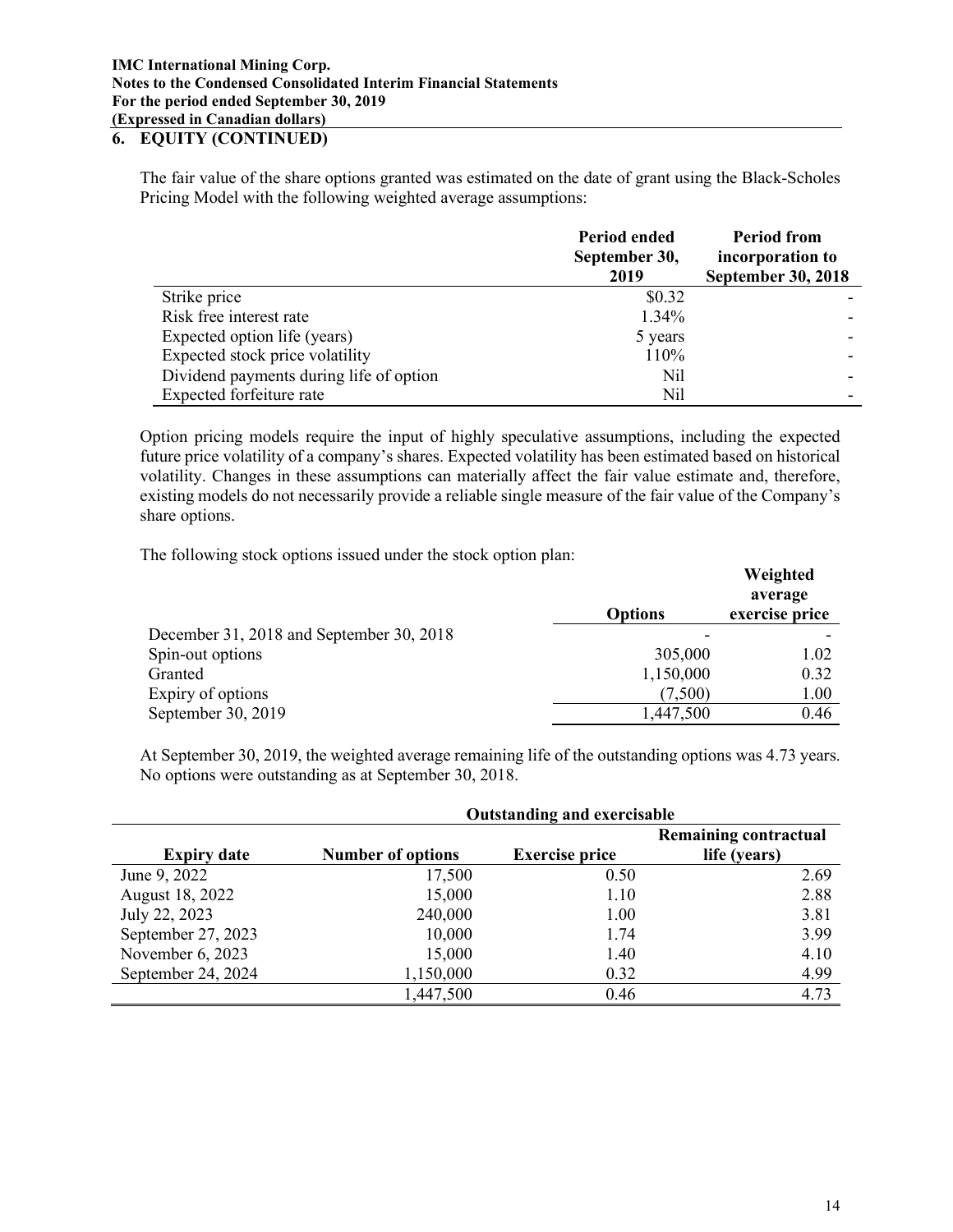## 6. EQUITY (CONTINUED)

The fair value of the share options granted was estimated on the date of grant using the Black-Scholes Pricing Model with the following weighted average assumptions:

| | Period ended September 30, 2019 | Period from incorporation to September 30, 2018 |
|---|---|---|
| Strike price | $0.32 | - |
| Risk free interest rate | 1.34% | - |
| Expected option life (years) | 5 years | - |
| Expected stock price volatility | 110% | - |
| Dividend payments during life of option | Nil | - |
| Expected forfeiture rate | Nil | - |

Option pricing models require the input of highly speculative assumptions, including the expected future price volatility of a company's shares. Expected volatility has been estimated based on historical volatility. Changes in these assumptions can materially affect the fair value estimate and, therefore, existing models do not necessarily provide a reliable single measure of the fair value of the Company's share options.

The following stock options issued under the stock option plan:

| | Options | Weighted average exercise price |
|---|---|---|
| December 31, 2018 and September 30, 2018 | - | - |
| Spin-out options | 305,000 | 1.02 |
| Granted | 1,150,000 | 0.32 |
| Expiry of options | (7,500) | 1.00 |
| September 30, 2019 | 1,447,500 | 0.46 |

At September 30, 2019, the weighted average remaining life of the outstanding options was 4.73 years. No options were outstanding as at September 30, 2018.

| | Outstanding and exercisable | | |
|---|---|---|---|
| Expiry date | Number of options | Exercise price | Remaining contractual life (years) |
| June 9, 2022 | 17,500 | 0.50 | 2.69 |
| August 18, 2022 | 15,000 | 1.10 | 2.88 |
| July 22, 2023 | 240,000 | 1.00 | 3.81 |
| September 27, 2023 | 10,000 | 1.74 | 3.99 |
| November 6, 2023 | 15,000 | 1.40 | 4.10 |
| September 24, 2024 | 1,150,000 | 0.32 | 4.99 |
| | 1,447,500 | 0.46 | 4.73 |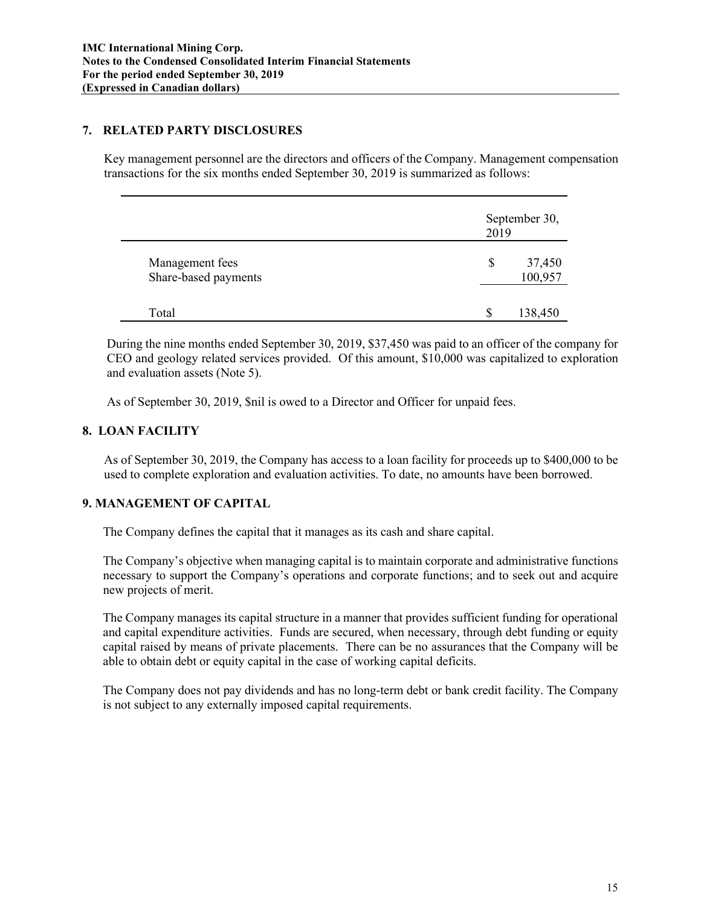**IMC International Mining Corp.**
**Notes to the Condensed Consolidated Interim Financial Statements**
**For the period ended September 30, 2019**
**(Expressed in Canadian dollars)**

## 7. RELATED PARTY DISCLOSURES

Key management personnel are the directors and officers of the Company. Management compensation transactions for the six months ended September 30, 2019 is summarized as follows:

| | September 30, 2019 |
|---|---|
| Management fees | $ 37,450 |
| Share-based payments | 100,957 |
| Total | $ 138,450 |

During the nine months ended September 30, 2019, $37,450 was paid to an officer of the company for CEO and geology related services provided. Of this amount, $10,000 was capitalized to exploration and evaluation assets (Note 5).

As of September 30, 2019, $nil is owed to a Director and Officer for unpaid fees.

## 8. LOAN FACILITY

As of September 30, 2019, the Company has access to a loan facility for proceeds up to $400,000 to be used to complete exploration and evaluation activities. To date, no amounts have been borrowed.

## 9. MANAGEMENT OF CAPITAL

The Company defines the capital that it manages as its cash and share capital.

The Company's objective when managing capital is to maintain corporate and administrative functions necessary to support the Company's operations and corporate functions; and to seek out and acquire new projects of merit.

The Company manages its capital structure in a manner that provides sufficient funding for operational and capital expenditure activities. Funds are secured, when necessary, through debt funding or equity capital raised by means of private placements. There can be no assurances that the Company will be able to obtain debt or equity capital in the case of working capital deficits.

The Company does not pay dividends and has no long-term debt or bank credit facility. The Company is not subject to any externally imposed capital requirements.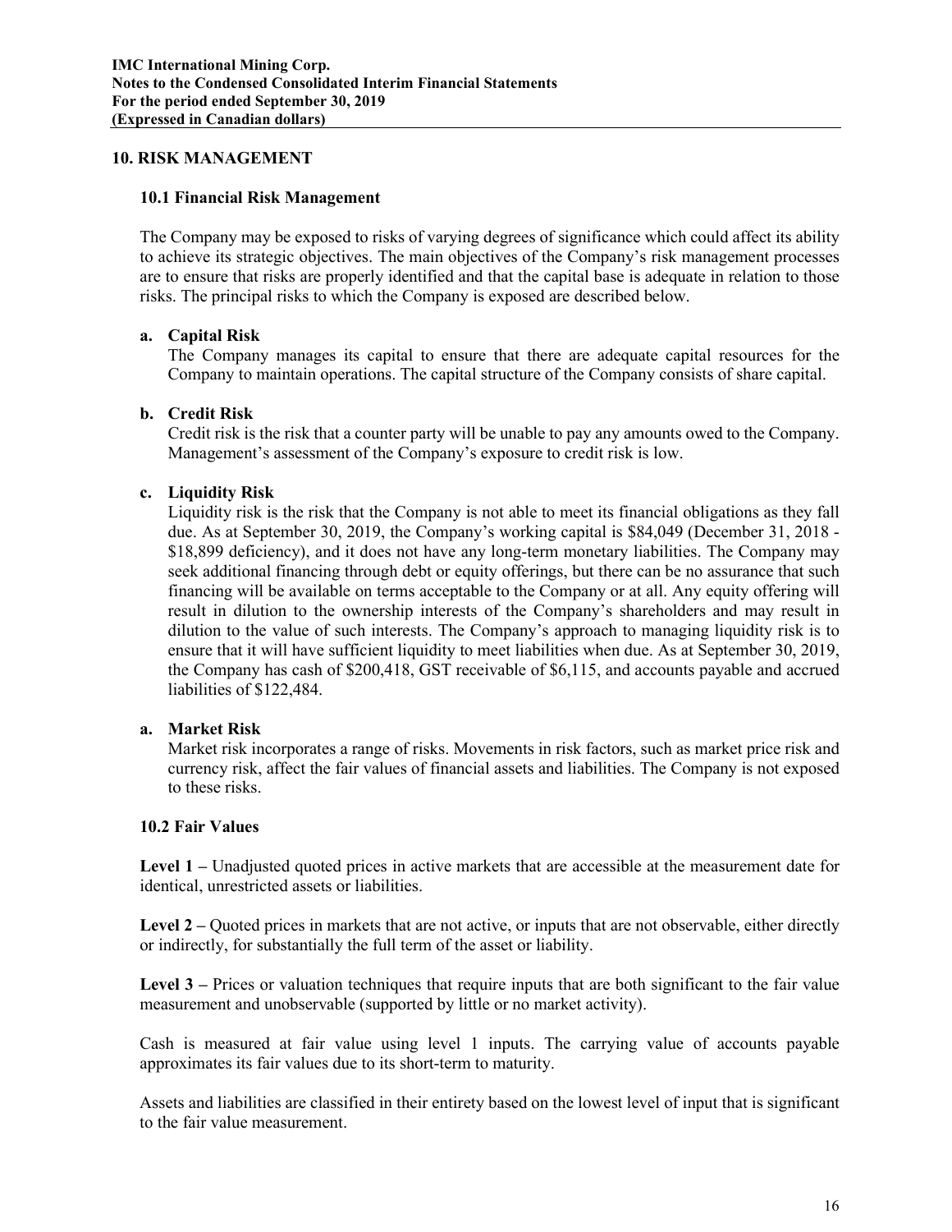## 10. RISK MANAGEMENT

### 10.1 Financial Risk Management

The Company may be exposed to risks of varying degrees of significance which could affect its ability to achieve its strategic objectives. The main objectives of the Company's risk management processes are to ensure that risks are properly identified and that the capital base is adequate in relation to those risks. The principal risks to which the Company is exposed are described below.

**a. Capital Risk**

The Company manages its capital to ensure that there are adequate capital resources for the Company to maintain operations. The capital structure of the Company consists of share capital.

**b. Credit Risk**

Credit risk is the risk that a counter party will be unable to pay any amounts owed to the Company. Management's assessment of the Company's exposure to credit risk is low.

**c. Liquidity Risk**

Liquidity risk is the risk that the Company is not able to meet its financial obligations as they fall due. As at September 30, 2019, the Company's working capital is $84,049 (December 31, 2018 - $18,899 deficiency), and it does not have any long-term monetary liabilities. The Company may seek additional financing through debt or equity offerings, but there can be no assurance that such financing will be available on terms acceptable to the Company or at all. Any equity offering will result in dilution to the ownership interests of the Company's shareholders and may result in dilution to the value of such interests. The Company's approach to managing liquidity risk is to ensure that it will have sufficient liquidity to meet liabilities when due. As at September 30, 2019, the Company has cash of $200,418, GST receivable of $6,115, and accounts payable and accrued liabilities of $122,484.

**a. Market Risk**

Market risk incorporates a range of risks. Movements in risk factors, such as market price risk and currency risk, affect the fair values of financial assets and liabilities. The Company is not exposed to these risks.

### 10.2 Fair Values

**Level 1 –** Unadjusted quoted prices in active markets that are accessible at the measurement date for identical, unrestricted assets or liabilities.

**Level 2 –** Quoted prices in markets that are not active, or inputs that are not observable, either directly or indirectly, for substantially the full term of the asset or liability.

**Level 3 –** Prices or valuation techniques that require inputs that are both significant to the fair value measurement and unobservable (supported by little or no market activity).

Cash is measured at fair value using level 1 inputs. The carrying value of accounts payable approximates its fair values due to its short-term to maturity.

Assets and liabilities are classified in their entirety based on the lowest level of input that is significant to the fair value measurement.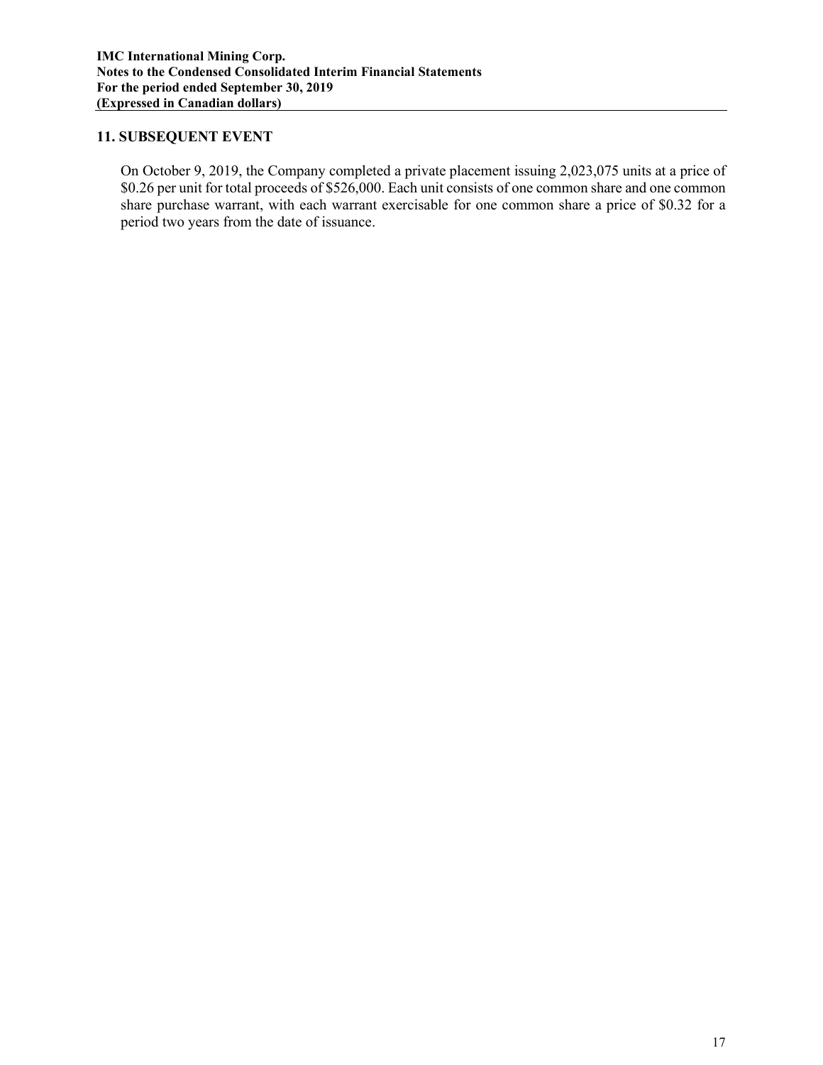## 11. SUBSEQUENT EVENT

On October 9, 2019, the Company completed a private placement issuing 2,023,075 units at a price of $0.26 per unit for total proceeds of $526,000. Each unit consists of one common share and one common share purchase warrant, with each warrant exercisable for one common share a price of $0.32 for a period two years from the date of issuance.